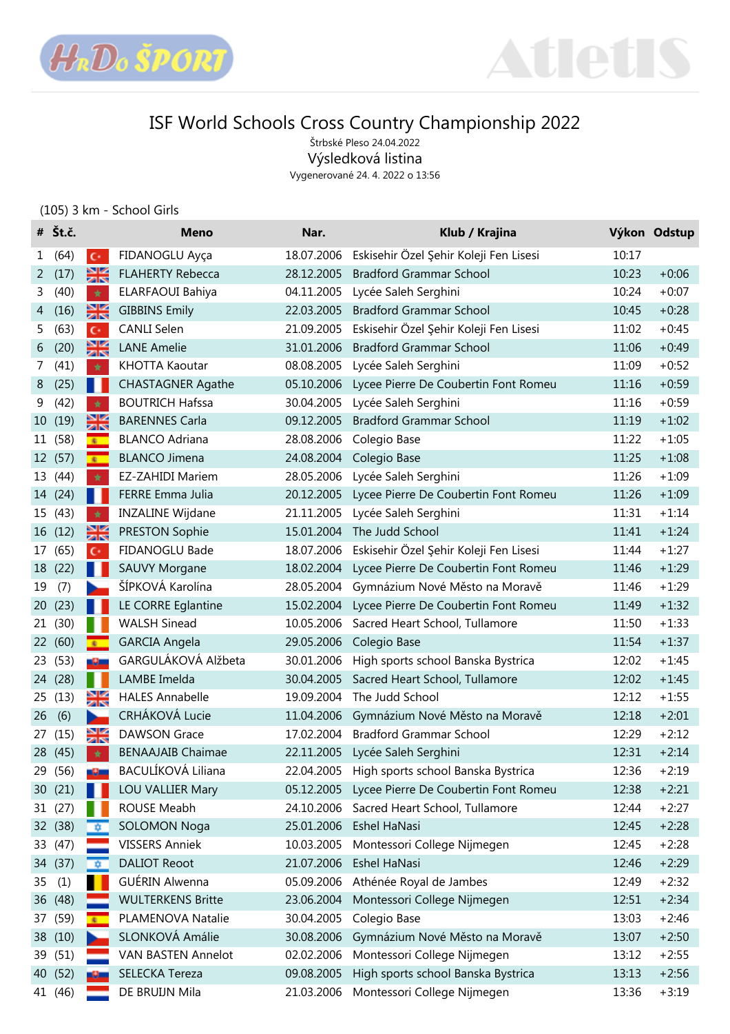# ISF World Schools Cross Country Championship 2022

Štrbské Pleso 24.04.2022

## Výsledková listina

Vygenerované 24. 4. 2022 o 13:56

(105) 3 km - School Girls

| # | Št.č. | Meno | Nar. | Klub / Krajina | Výkon | Odstup |
|---|---|---|---|---|---|---|
| 1 | (64) | FIDANOGLU Ayça | 18.07.2006 | Eskisehir Özel Şehir Koleji Fen Lisesi | 10:17 | |
| 2 | (17) | FLAHERTY Rebecca | 28.12.2005 | Bradford Grammar School | 10:23 | +0:06 |
| 3 | (40) | ELARFAOUI Bahiya | 04.11.2005 | Lycée Saleh Serghini | 10:24 | +0:07 |
| 4 | (16) | GIBBINS Emily | 22.03.2005 | Bradford Grammar School | 10:45 | +0:28 |
| 5 | (63) | CANLI Selen | 21.09.2005 | Eskisehir Özel Şehir Koleji Fen Lisesi | 11:02 | +0:45 |
| 6 | (20) | LANE Amelie | 31.01.2006 | Bradford Grammar School | 11:06 | +0:49 |
| 7 | (41) | KHOTTA Kaoutar | 08.08.2005 | Lycée Saleh Serghini | 11:09 | +0:52 |
| 8 | (25) | CHASTAGNER Agathe | 05.10.2006 | Lycee Pierre De Coubertin Font Romeu | 11:16 | +0:59 |
| 9 | (42) | BOUTRICH Hafssa | 30.04.2005 | Lycée Saleh Serghini | 11:16 | +0:59 |
| 10 | (19) | BARENNES Carla | 09.12.2005 | Bradford Grammar School | 11:19 | +1:02 |
| 11 | (58) | BLANCO Adriana | 28.08.2006 | Colegio Base | 11:22 | +1:05 |
| 12 | (57) | BLANCO Jimena | 24.08.2004 | Colegio Base | 11:25 | +1:08 |
| 13 | (44) | EZ-ZAHIDI Mariem | 28.05.2006 | Lycée Saleh Serghini | 11:26 | +1:09 |
| 14 | (24) | FERRE Emma Julia | 20.12.2005 | Lycee Pierre De Coubertin Font Romeu | 11:26 | +1:09 |
| 15 | (43) | INZALINE Wijdane | 21.11.2005 | Lycée Saleh Serghini | 11:31 | +1:14 |
| 16 | (12) | PRESTON Sophie | 15.01.2004 | The Judd School | 11:41 | +1:24 |
| 17 | (65) | FIDANOGLU Bade | 18.07.2006 | Eskisehir Özel Şehir Koleji Fen Lisesi | 11:44 | +1:27 |
| 18 | (22) | SAUVY Morgane | 18.02.2004 | Lycee Pierre De Coubertin Font Romeu | 11:46 | +1:29 |
| 19 | (7) | ŠÍPKOVÁ Karolína | 28.05.2004 | Gymnázium Nové Město na Moravě | 11:46 | +1:29 |
| 20 | (23) | LE CORRE Eglantine | 15.02.2004 | Lycee Pierre De Coubertin Font Romeu | 11:49 | +1:32 |
| 21 | (30) | WALSH Sinead | 10.05.2006 | Sacred Heart School, Tullamore | 11:50 | +1:33 |
| 22 | (60) | GARCIA Angela | 29.05.2006 | Colegio Base | 11:54 | +1:37 |
| 23 | (53) | GARGULÁKOVÁ Alžbeta | 30.01.2006 | High sports school Banska Bystrica | 12:02 | +1:45 |
| 24 | (28) | LAMBE Imelda | 30.04.2005 | Sacred Heart School, Tullamore | 12:02 | +1:45 |
| 25 | (13) | HALES Annabelle | 19.09.2004 | The Judd School | 12:12 | +1:55 |
| 26 | (6) | CRHÁKOVÁ Lucie | 11.04.2006 | Gymnázium Nové Město na Moravě | 12:18 | +2:01 |
| 27 | (15) | DAWSON Grace | 17.02.2004 | Bradford Grammar School | 12:29 | +2:12 |
| 28 | (45) | BENAAJAIB Chaimae | 22.11.2005 | Lycée Saleh Serghini | 12:31 | +2:14 |
| 29 | (56) | BACULÍKOVÁ Liliana | 22.04.2005 | High sports school Banska Bystrica | 12:36 | +2:19 |
| 30 | (21) | LOU VALLIER Mary | 05.12.2005 | Lycee Pierre De Coubertin Font Romeu | 12:38 | +2:21 |
| 31 | (27) | ROUSE Meabh | 24.10.2006 | Sacred Heart School, Tullamore | 12:44 | +2:27 |
| 32 | (38) | SOLOMON Noga | 25.01.2006 | Eshel HaNasi | 12:45 | +2:28 |
| 33 | (47) | VISSERS Anniek | 10.03.2005 | Montessori College Nijmegen | 12:45 | +2:28 |
| 34 | (37) | DALIOT Reoot | 21.07.2006 | Eshel HaNasi | 12:46 | +2:29 |
| 35 | (1) | GUÉRIN Alwenna | 05.09.2006 | Athénée Royal de Jambes | 12:49 | +2:32 |
| 36 | (48) | WULTERKENS Britte | 23.06.2004 | Montessori College Nijmegen | 12:51 | +2:34 |
| 37 | (59) | PLAMENOVA Natalie | 30.04.2005 | Colegio Base | 13:03 | +2:46 |
| 38 | (10) | SLONKOVÁ Amálie | 30.08.2006 | Gymnázium Nové Město na Moravě | 13:07 | +2:50 |
| 39 | (51) | VAN BASTEN Annelot | 02.02.2006 | Montessori College Nijmegen | 13:12 | +2:55 |
| 40 | (52) | SELECKA Tereza | 09.08.2005 | High sports school Banska Bystrica | 13:13 | +2:56 |
| 41 | (46) | DE BRUIJN Mila | 21.03.2006 | Montessori College Nijmegen | 13:36 | +3:19 |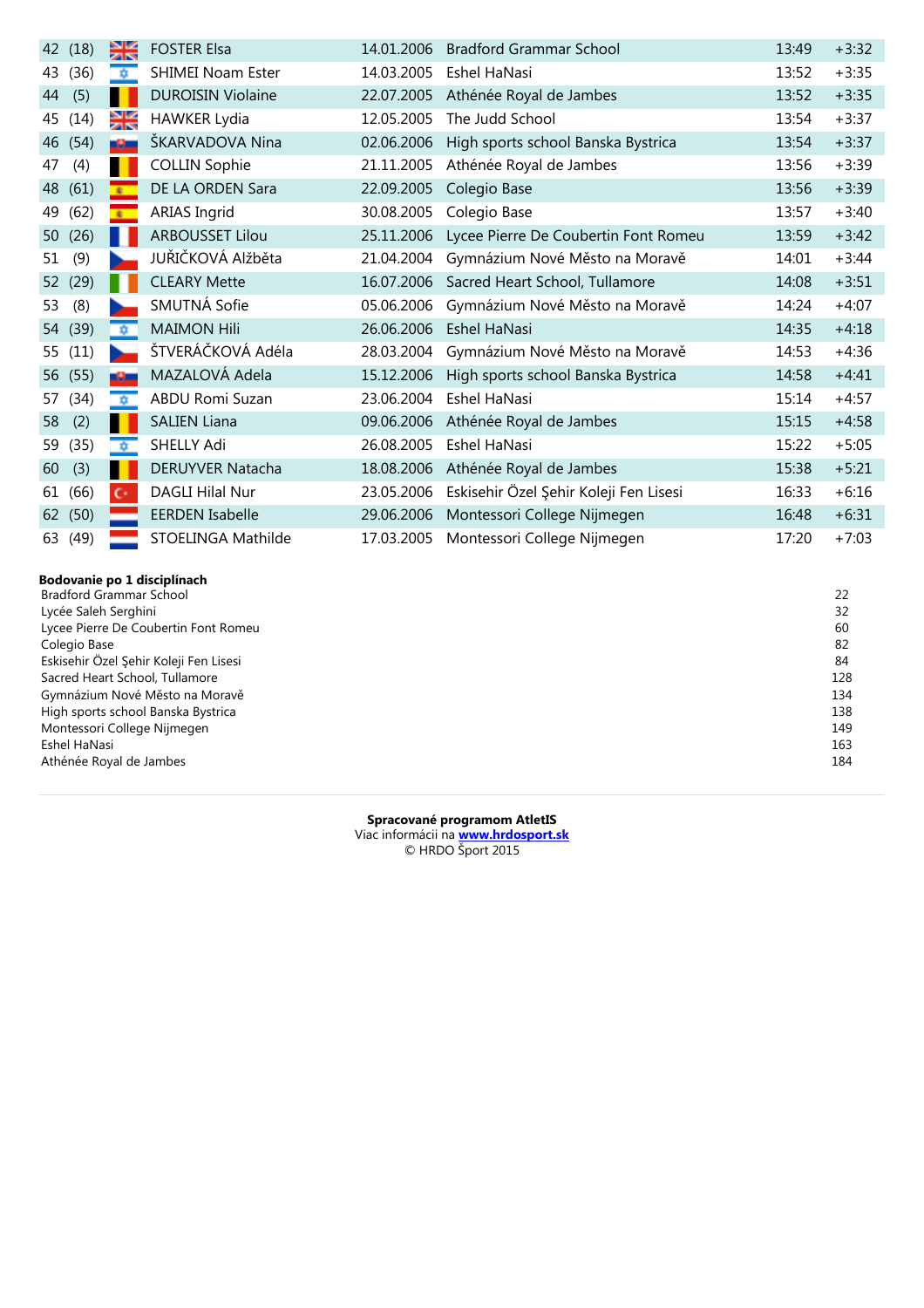| | | | | | | |
|---|---|---|---|---|---|---|
| 42 | (18) | FOSTER Elsa | 14.01.2006 | Bradford Grammar School | 13:49 | +3:32 |
| 43 | (36) | SHIMEI Noam Ester | 14.03.2005 | Eshel HaNasi | 13:52 | +3:35 |
| 44 | (5) | DUROISIN Violaine | 22.07.2005 | Athénée Royal de Jambes | 13:52 | +3:35 |
| 45 | (14) | HAWKER Lydia | 12.05.2005 | The Judd School | 13:54 | +3:37 |
| 46 | (54) | ŠKARVADOVA Nina | 02.06.2006 | High sports school Banska Bystrica | 13:54 | +3:37 |
| 47 | (4) | COLLIN Sophie | 21.11.2005 | Athénée Royal de Jambes | 13:56 | +3:39 |
| 48 | (61) | DE LA ORDEN Sara | 22.09.2005 | Colegio Base | 13:56 | +3:39 |
| 49 | (62) | ARIAS Ingrid | 30.08.2005 | Colegio Base | 13:57 | +3:40 |
| 50 | (26) | ARBOUSSET Lilou | 25.11.2006 | Lycee Pierre De Coubertin Font Romeu | 13:59 | +3:42 |
| 51 | (9) | JUŘIČKOVÁ Alžběta | 21.04.2004 | Gymnázium Nové Město na Moravě | 14:01 | +3:44 |
| 52 | (29) | CLEARY Mette | 16.07.2006 | Sacred Heart School, Tullamore | 14:08 | +3:51 |
| 53 | (8) | SMUTNÁ Sofie | 05.06.2006 | Gymnázium Nové Město na Moravě | 14:24 | +4:07 |
| 54 | (39) | MAIMON Hili | 26.06.2006 | Eshel HaNasi | 14:35 | +4:18 |
| 55 | (11) | ŠTVERÁČKOVÁ Adéla | 28.03.2004 | Gymnázium Nové Město na Moravě | 14:53 | +4:36 |
| 56 | (55) | MAZALOVÁ Adela | 15.12.2006 | High sports school Banska Bystrica | 14:58 | +4:41 |
| 57 | (34) | ABDU Romi Suzan | 23.06.2004 | Eshel HaNasi | 15:14 | +4:57 |
| 58 | (2) | SALIEN Liana | 09.06.2006 | Athénée Royal de Jambes | 15:15 | +4:58 |
| 59 | (35) | SHELLY Adi | 26.08.2005 | Eshel HaNasi | 15:22 | +5:05 |
| 60 | (3) | DERUYVER Natacha | 18.08.2006 | Athénée Royal de Jambes | 15:38 | +5:21 |
| 61 | (66) | DAGLI Hilal Nur | 23.05.2006 | Eskisehir Özel Şehir Koleji Fen Lisesi | 16:33 | +6:16 |
| 62 | (50) | EERDEN Isabelle | 29.06.2006 | Montessori College Nijmegen | 16:48 | +6:31 |
| 63 | (49) | STOELINGA Mathilde | 17.03.2005 | Montessori College Nijmegen | 17:20 | +7:03 |

**Bodovanie po 1 disciplínach**

| | |
|---|---|
| Bradford Grammar School | 22 |
| Lycée Saleh Serghini | 32 |
| Lycee Pierre De Coubertin Font Romeu | 60 |
| Colegio Base | 82 |
| Eskisehir Özel Şehir Koleji Fen Lisesi | 84 |
| Sacred Heart School, Tullamore | 128 |
| Gymnázium Nové Město na Moravě | 134 |
| High sports school Banska Bystrica | 138 |
| Montessori College Nijmegen | 149 |
| Eshel HaNasi | 163 |
| Athénée Royal de Jambes | 184 |

**Spracované programom AtletIS**
Viac informácii na **www.hrdosport.sk**
© HRDO Šport 2015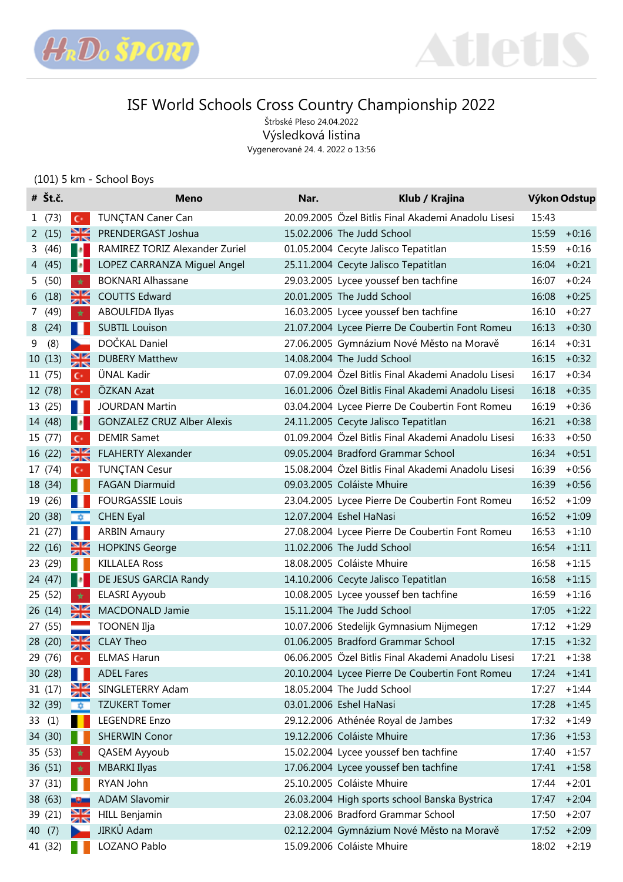# ISF World Schools Cross Country Championship 2022

Štrbské Pleso 24.04.2022

Výsledková listina

Vygenerované 24. 4. 2022 o 13:56

(101) 5 km - School Boys

| # | Št.č. | | Meno | Nar. | Klub / Krajina | Výkon | Odstup |
|---|---|---|---|---|---|---|---|
| 1 | (73) | | TUNÇTAN Caner Can | 20.09.2005 | Özel Bitlis Final Akademi Anadolu Lisesi | 15:43 | |
| 2 | (15) | | PRENDERGAST Joshua | 15.02.2006 | The Judd School | 15:59 | +0:16 |
| 3 | (46) | | RAMIREZ TORIZ Alexander Zuriel | 01.05.2004 | Cecyte Jalisco Tepatitlan | 15:59 | +0:16 |
| 4 | (45) | | LOPEZ CARRANZA Miguel Angel | 25.11.2004 | Cecyte Jalisco Tepatitlan | 16:04 | +0:21 |
| 5 | (50) | | BOKNARI Alhassane | 29.03.2005 | Lycee youssef ben tachfine | 16:07 | +0:24 |
| 6 | (18) | | COUTTS Edward | 20.01.2005 | The Judd School | 16:08 | +0:25 |
| 7 | (49) | | ABOULFIDA Ilyas | 16.03.2005 | Lycee youssef ben tachfine | 16:10 | +0:27 |
| 8 | (24) | | SUBTIL Louison | 21.07.2004 | Lycee Pierre De Coubertin Font Romeu | 16:13 | +0:30 |
| 9 | (8) | | DOČKAL Daniel | 27.06.2005 | Gymnázium Nové Město na Moravě | 16:14 | +0:31 |
| 10 | (13) | | DUBERY Matthew | 14.08.2004 | The Judd School | 16:15 | +0:32 |
| 11 | (75) | | ÜNAL Kadir | 07.09.2004 | Özel Bitlis Final Akademi Anadolu Lisesi | 16:17 | +0:34 |
| 12 | (78) | | ÖZKAN Azat | 16.01.2006 | Özel Bitlis Final Akademi Anadolu Lisesi | 16:18 | +0:35 |
| 13 | (25) | | JOURDAN Martin | 03.04.2004 | Lycee Pierre De Coubertin Font Romeu | 16:19 | +0:36 |
| 14 | (48) | | GONZALEZ CRUZ Alber Alexis | 24.11.2005 | Cecyte Jalisco Tepatitlan | 16:21 | +0:38 |
| 15 | (77) | | DEMIR Samet | 01.09.2004 | Özel Bitlis Final Akademi Anadolu Lisesi | 16:33 | +0:50 |
| 16 | (22) | | FLAHERTY Alexander | 09.05.2004 | Bradford Grammar School | 16:34 | +0:51 |
| 17 | (74) | | TUNÇTAN Cesur | 15.08.2004 | Özel Bitlis Final Akademi Anadolu Lisesi | 16:39 | +0:56 |
| 18 | (34) | | FAGAN Diarmuid | 09.03.2005 | Coláiste Mhuire | 16:39 | +0:56 |
| 19 | (26) | | FOURGASSIE Louis | 23.04.2005 | Lycee Pierre De Coubertin Font Romeu | 16:52 | +1:09 |
| 20 | (38) | | CHEN Eyal | 12.07.2004 | Eshel HaNasi | 16:52 | +1:09 |
| 21 | (27) | | ARBIN Amaury | 27.08.2004 | Lycee Pierre De Coubertin Font Romeu | 16:53 | +1:10 |
| 22 | (16) | | HOPKINS George | 11.02.2006 | The Judd School | 16:54 | +1:11 |
| 23 | (29) | | KILLALEA Ross | 18.08.2005 | Coláiste Mhuire | 16:58 | +1:15 |
| 24 | (47) | | DE JESUS GARCIA Randy | 14.10.2006 | Cecyte Jalisco Tepatitlan | 16:58 | +1:15 |
| 25 | (52) | | ELASRI Ayyoub | 10.08.2005 | Lycee youssef ben tachfine | 16:59 | +1:16 |
| 26 | (14) | | MACDONALD Jamie | 15.11.2004 | The Judd School | 17:05 | +1:22 |
| 27 | (55) | | TOONEN Ilja | 10.07.2006 | Stedelijk Gymnasium Nijmegen | 17:12 | +1:29 |
| 28 | (20) | | CLAY Theo | 01.06.2005 | Bradford Grammar School | 17:15 | +1:32 |
| 29 | (76) | | ELMAS Harun | 06.06.2005 | Özel Bitlis Final Akademi Anadolu Lisesi | 17:21 | +1:38 |
| 30 | (28) | | ADEL Fares | 20.10.2004 | Lycee Pierre De Coubertin Font Romeu | 17:24 | +1:41 |
| 31 | (17) | | SINGLETERRY Adam | 18.05.2004 | The Judd School | 17:27 | +1:44 |
| 32 | (39) | | TZUKERT Tomer | 03.01.2006 | Eshel HaNasi | 17:28 | +1:45 |
| 33 | (1) | | LEGENDRE Enzo | 29.12.2006 | Athénée Royal de Jambes | 17:32 | +1:49 |
| 34 | (30) | | SHERWIN Conor | 19.12.2006 | Coláiste Mhuire | 17:36 | +1:53 |
| 35 | (53) | | QASEM Ayyoub | 15.02.2004 | Lycee youssef ben tachfine | 17:40 | +1:57 |
| 36 | (51) | | MBARKI Ilyas | 17.06.2004 | Lycee youssef ben tachfine | 17:41 | +1:58 |
| 37 | (31) | | RYAN John | 25.10.2005 | Coláiste Mhuire | 17:44 | +2:01 |
| 38 | (63) | | ADAM Slavomir | 26.03.2004 | High sports school Banska Bystrica | 17:47 | +2:04 |
| 39 | (21) | | HILL Benjamin | 23.08.2006 | Bradford Grammar School | 17:50 | +2:07 |
| 40 | (7) | | JIRKŮ Adam | 02.12.2004 | Gymnázium Nové Město na Moravě | 17:52 | +2:09 |
| 41 | (32) | | LOZANO Pablo | 15.09.2006 | Coláiste Mhuire | 18:02 | +2:19 |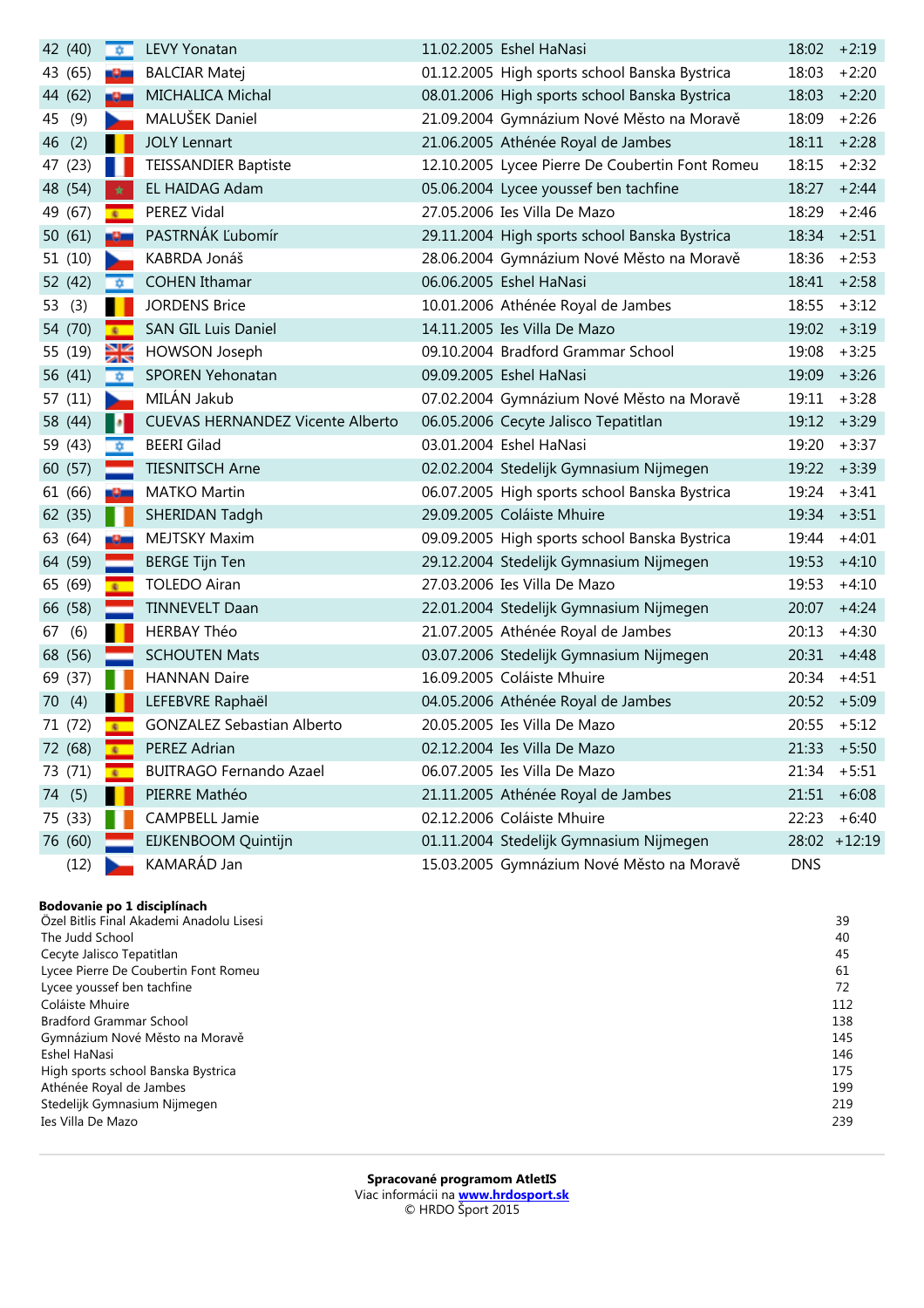| | | | | | | |
|---|---|---|---|---|---|---|
| 42 (40) | | LEVY Yonatan | 11.02.2005 | Eshel HaNasi | 18:02 | +2:19 |
| 43 (65) | | BALCIAR Matej | 01.12.2005 | High sports school Banska Bystrica | 18:03 | +2:20 |
| 44 (62) | | MICHALICA Michal | 08.01.2006 | High sports school Banska Bystrica | 18:03 | +2:20 |
| 45 (9) | | MALUŠEK Daniel | 21.09.2004 | Gymnázium Nové Město na Moravě | 18:09 | +2:26 |
| 46 (2) | | JOLY Lennart | 21.06.2005 | Athénée Royal de Jambes | 18:11 | +2:28 |
| 47 (23) | | TEISSANDIER Baptiste | 12.10.2005 | Lycee Pierre De Coubertin Font Romeu | 18:15 | +2:32 |
| 48 (54) | | EL HAIDAG Adam | 05.06.2004 | Lycee youssef ben tachfine | 18:27 | +2:44 |
| 49 (67) | | PEREZ Vidal | 27.05.2006 | Ies Villa De Mazo | 18:29 | +2:46 |
| 50 (61) | | PASTRNÁK Ľubomír | 29.11.2004 | High sports school Banska Bystrica | 18:34 | +2:51 |
| 51 (10) | | KABRDA Jonáš | 28.06.2004 | Gymnázium Nové Město na Moravě | 18:36 | +2:53 |
| 52 (42) | | COHEN Ithamar | 06.06.2005 | Eshel HaNasi | 18:41 | +2:58 |
| 53 (3) | | JORDENS Brice | 10.01.2006 | Athénée Royal de Jambes | 18:55 | +3:12 |
| 54 (70) | | SAN GIL Luis Daniel | 14.11.2005 | Ies Villa De Mazo | 19:02 | +3:19 |
| 55 (19) | | HOWSON Joseph | 09.10.2004 | Bradford Grammar School | 19:08 | +3:25 |
| 56 (41) | | SPOREN Yehonatan | 09.09.2005 | Eshel HaNasi | 19:09 | +3:26 |
| 57 (11) | | MILÁN Jakub | 07.02.2004 | Gymnázium Nové Město na Moravě | 19:11 | +3:28 |
| 58 (44) | | CUEVAS HERNANDEZ Vicente Alberto | 06.05.2006 | Cecyte Jalisco Tepatitlan | 19:12 | +3:29 |
| 59 (43) | | BEERI Gilad | 03.01.2004 | Eshel HaNasi | 19:20 | +3:37 |
| 60 (57) | | TIESNITSCH Arne | 02.02.2004 | Stedelijk Gymnasium Nijmegen | 19:22 | +3:39 |
| 61 (66) | | MATKO Martin | 06.07.2005 | High sports school Banska Bystrica | 19:24 | +3:41 |
| 62 (35) | | SHERIDAN Tadgh | 29.09.2005 | Coláiste Mhuire | 19:34 | +3:51 |
| 63 (64) | | MEJTSKY Maxim | 09.09.2005 | High sports school Banska Bystrica | 19:44 | +4:01 |
| 64 (59) | | BERGE Tijn Ten | 29.12.2004 | Stedelijk Gymnasium Nijmegen | 19:53 | +4:10 |
| 65 (69) | | TOLEDO Airan | 27.03.2006 | Ies Villa De Mazo | 19:53 | +4:10 |
| 66 (58) | | TINNEVELT Daan | 22.01.2004 | Stedelijk Gymnasium Nijmegen | 20:07 | +4:24 |
| 67 (6) | | HERBAY Théo | 21.07.2005 | Athénée Royal de Jambes | 20:13 | +4:30 |
| 68 (56) | | SCHOUTEN Mats | 03.07.2006 | Stedelijk Gymnasium Nijmegen | 20:31 | +4:48 |
| 69 (37) | | HANNAN Daire | 16.09.2005 | Coláiste Mhuire | 20:34 | +4:51 |
| 70 (4) | | LEFEBVRE Raphaël | 04.05.2006 | Athénée Royal de Jambes | 20:52 | +5:09 |
| 71 (72) | | GONZALEZ Sebastian Alberto | 20.05.2005 | Ies Villa De Mazo | 20:55 | +5:12 |
| 72 (68) | | PEREZ Adrian | 02.12.2004 | Ies Villa De Mazo | 21:33 | +5:50 |
| 73 (71) | | BUITRAGO Fernando Azael | 06.07.2005 | Ies Villa De Mazo | 21:34 | +5:51 |
| 74 (5) | | PIERRE Mathéo | 21.11.2005 | Athénée Royal de Jambes | 21:51 | +6:08 |
| 75 (33) | | CAMPBELL Jamie | 02.12.2006 | Coláiste Mhuire | 22:23 | +6:40 |
| 76 (60) | | EIJKENBOOM Quintijn | 01.11.2004 | Stedelijk Gymnasium Nijmegen | 28:02 | +12:19 |
| (12) | | KAMARÁD Jan | 15.03.2005 | Gymnázium Nové Město na Moravě | DNS | |

**Bodovanie po 1 disciplínach**

| | |
|---|---|
| Özel Bitlis Final Akademi Anadolu Lisesi | 39 |
| The Judd School | 40 |
| Cecyte Jalisco Tepatitlan | 45 |
| Lycee Pierre De Coubertin Font Romeu | 61 |
| Lycee youssef ben tachfine | 72 |
| Coláiste Mhuire | 112 |
| Bradford Grammar School | 138 |
| Gymnázium Nové Město na Moravě | 145 |
| Eshel HaNasi | 146 |
| High sports school Banska Bystrica | 175 |
| Athénée Royal de Jambes | 199 |
| Stedelijk Gymnasium Nijmegen | 219 |
| Ies Villa De Mazo | 239 |

**Spracované programom AtletIS**
Viac informácii na **www.hrdosport.sk**
© HRDO Šport 2015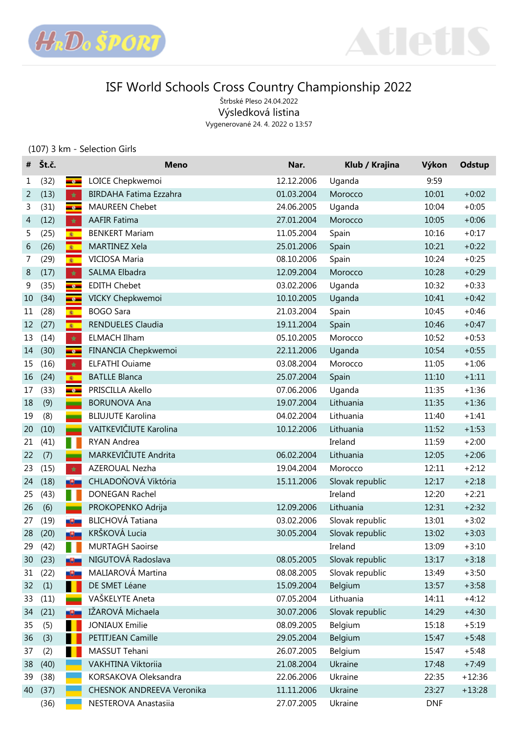# ISF World Schools Cross Country Championship 2022

Štrbské Pleso 24.04.2022

Výsledková listina

Vygenerované 24. 4. 2022 o 13:57

(107) 3 km - Selection Girls

| # | Št.č. | | Meno | Nar. | Klub / Krajina | Výkon | Odstup |
|---|---|---|---|---|---|---|---|
| 1 | (32) | | LOICE Chepkwemoi | 12.12.2006 | Uganda | 9:59 | |
| 2 | (13) | | BIRDAHA Fatima Ezzahra | 01.03.2004 | Morocco | 10:01 | +0:02 |
| 3 | (31) | | MAUREEN Chebet | 24.06.2005 | Uganda | 10:04 | +0:05 |
| 4 | (12) | | AAFIR Fatima | 27.01.2004 | Morocco | 10:05 | +0:06 |
| 5 | (25) | | BENKERT Mariam | 11.05.2004 | Spain | 10:16 | +0:17 |
| 6 | (26) | | MARTINEZ Xela | 25.01.2006 | Spain | 10:21 | +0:22 |
| 7 | (29) | | VICIOSA Maria | 08.10.2006 | Spain | 10:24 | +0:25 |
| 8 | (17) | | SALMA Elbadra | 12.09.2004 | Morocco | 10:28 | +0:29 |
| 9 | (35) | | EDITH Chebet | 03.02.2006 | Uganda | 10:32 | +0:33 |
| 10 | (34) | | VICKY Chepkwemoi | 10.10.2005 | Uganda | 10:41 | +0:42 |
| 11 | (28) | | BOGO Sara | 21.03.2004 | Spain | 10:45 | +0:46 |
| 12 | (27) | | RENDUELES Claudia | 19.11.2004 | Spain | 10:46 | +0:47 |
| 13 | (14) | | ELMACH Ilham | 05.10.2005 | Morocco | 10:52 | +0:53 |
| 14 | (30) | | FINANCIA Chepkwemoi | 22.11.2006 | Uganda | 10:54 | +0:55 |
| 15 | (16) | | ELFATHI Ouiame | 03.08.2004 | Morocco | 11:05 | +1:06 |
| 16 | (24) | | BATLLE Blanca | 25.07.2004 | Spain | 11:10 | +1:11 |
| 17 | (33) | | PRISCILLA Akello | 07.06.2006 | Uganda | 11:35 | +1:36 |
| 18 | (9) | | BORUNOVA Ana | 19.07.2004 | Lithuania | 11:35 | +1:36 |
| 19 | (8) | | BLIUJUTE Karolina | 04.02.2004 | Lithuania | 11:40 | +1:41 |
| 20 | (10) | | VAITKEVIČIUTE Karolina | 10.12.2006 | Lithuania | 11:52 | +1:53 |
| 21 | (41) | | RYAN Andrea | | Ireland | 11:59 | +2:00 |
| 22 | (7) | | MARKEVIČIUTE Andrita | 06.02.2004 | Lithuania | 12:05 | +2:06 |
| 23 | (15) | | AZEROUAL Nezha | 19.04.2004 | Morocco | 12:11 | +2:12 |
| 24 | (18) | | CHLADOŇOVÁ Viktória | 15.11.2006 | Slovak republic | 12:17 | +2:18 |
| 25 | (43) | | DONEGAN Rachel | | Ireland | 12:20 | +2:21 |
| 26 | (6) | | PROKOPENKO Adrija | 12.09.2006 | Lithuania | 12:31 | +2:32 |
| 27 | (19) | | BLICHOVÁ Tatiana | 03.02.2006 | Slovak republic | 13:01 | +3:02 |
| 28 | (20) | | KRŠKOVÁ Lucia | 30.05.2004 | Slovak republic | 13:02 | +3:03 |
| 29 | (42) | | MURTAGH Saoirse | | Ireland | 13:09 | +3:10 |
| 30 | (23) | | NIGUTOVÁ Radoslava | 08.05.2005 | Slovak republic | 13:17 | +3:18 |
| 31 | (22) | | MALIAROVÁ Martina | 08.08.2005 | Slovak republic | 13:49 | +3:50 |
| 32 | (1) | | DE SMET Léane | 15.09.2004 | Belgium | 13:57 | +3:58 |
| 33 | (11) | | VAŠKELYTE Aneta | 07.05.2004 | Lithuania | 14:11 | +4:12 |
| 34 | (21) | | IŽAROVÁ Michaela | 30.07.2006 | Slovak republic | 14:29 | +4:30 |
| 35 | (5) | | JONIAUX Emilie | 08.09.2005 | Belgium | 15:18 | +5:19 |
| 36 | (3) | | PETITJEAN Camille | 29.05.2004 | Belgium | 15:47 | +5:48 |
| 37 | (2) | | MASSUT Tehani | 26.07.2005 | Belgium | 15:47 | +5:48 |
| 38 | (40) | | VAKHTINA Viktoriia | 21.08.2004 | Ukraine | 17:48 | +7:49 |
| 39 | (38) | | KORSAKOVA Oleksandra | 22.06.2006 | Ukraine | 22:35 | +12:36 |
| 40 | (37) | | CHESNOK ANDREEVA Veronika | 11.11.2006 | Ukraine | 23:27 | +13:28 |
| | (36) | | NESTEROVA Anastasiia | 27.07.2005 | Ukraine | DNF | |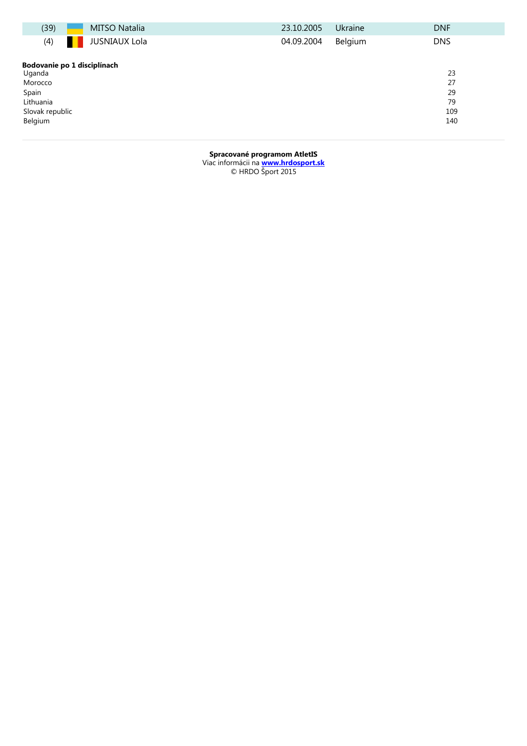| (39) | MITSO Natalia | 23.10.2005 | Ukraine | DNF |
|---|---|---|---|---|
| (4) | JUSNIAUX Lola | 04.09.2004 | Belgium | DNS |

**Bodovanie po 1 disciplínach**

| | |
|---|---|
| Uganda | 23 |
| Morocco | 27 |
| Spain | 29 |
| Lithuania | 79 |
| Slovak republic | 109 |
| Belgium | 140 |

**Spracované programom AtletIS**
Viac informácii na **www.hrdosport.sk**
© HRDO Šport 2015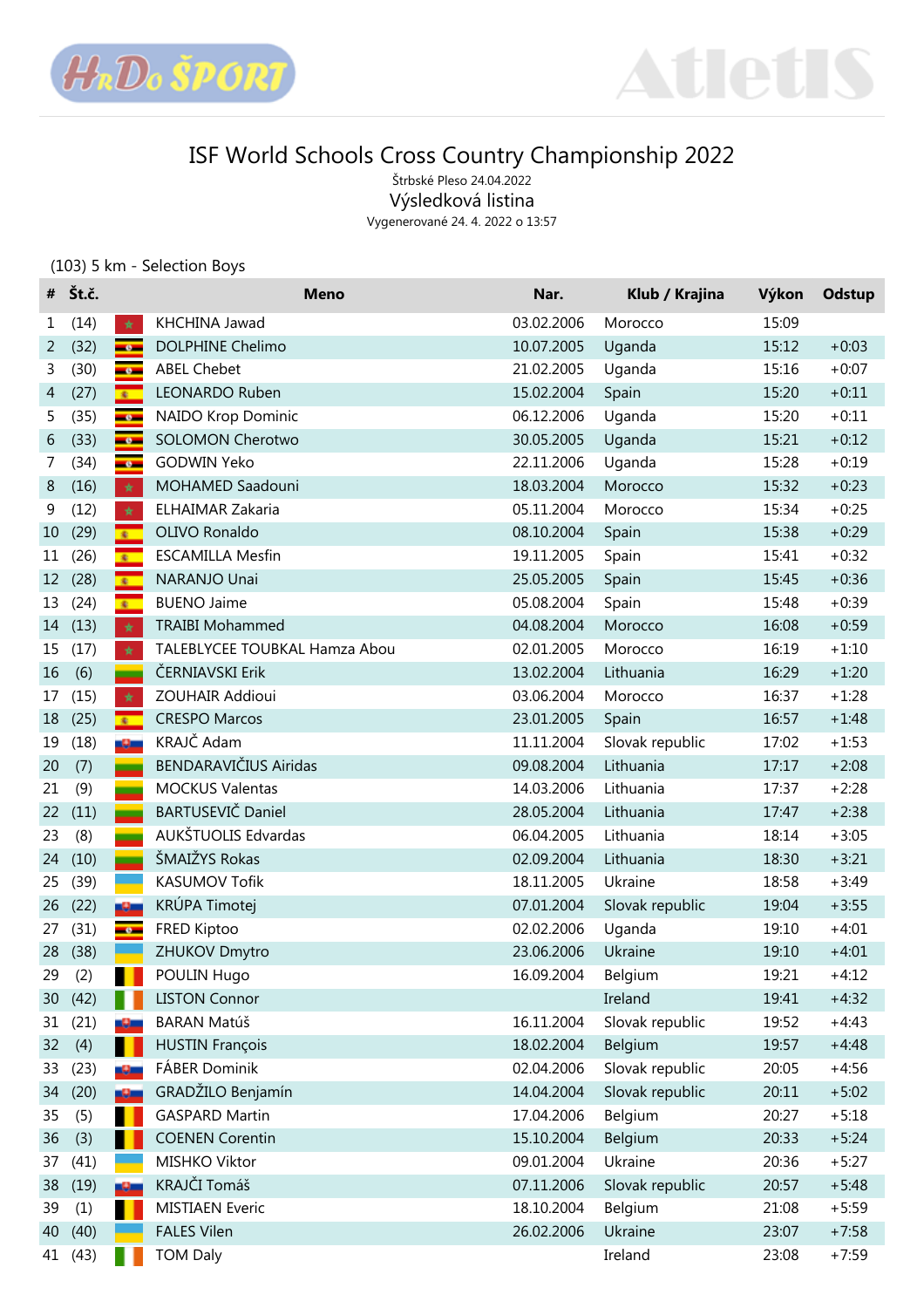# ISF World Schools Cross Country Championship 2022

Štrbské Pleso 24.04.2022

Výsledková listina

Vygenerované 24. 4. 2022 o 13:57

(103) 5 km - Selection Boys

| # | Št.č. | | Meno | Nar. | Klub / Krajina | Výkon | Odstup |
|---|---|---|---|---|---|---|---|
| 1 | (14) | | KHCHINA Jawad | 03.02.2006 | Morocco | 15:09 | |
| 2 | (32) | | DOLPHINE Chelimo | 10.07.2005 | Uganda | 15:12 | +0:03 |
| 3 | (30) | | ABEL Chebet | 21.02.2005 | Uganda | 15:16 | +0:07 |
| 4 | (27) | | LEONARDO Ruben | 15.02.2004 | Spain | 15:20 | +0:11 |
| 5 | (35) | | NAIDO Krop Dominic | 06.12.2006 | Uganda | 15:20 | +0:11 |
| 6 | (33) | | SOLOMON Cherotwo | 30.05.2005 | Uganda | 15:21 | +0:12 |
| 7 | (34) | | GODWIN Yeko | 22.11.2006 | Uganda | 15:28 | +0:19 |
| 8 | (16) | | MOHAMED Saadouni | 18.03.2004 | Morocco | 15:32 | +0:23 |
| 9 | (12) | | ELHAIMAR Zakaria | 05.11.2004 | Morocco | 15:34 | +0:25 |
| 10 | (29) | | OLIVO Ronaldo | 08.10.2004 | Spain | 15:38 | +0:29 |
| 11 | (26) | | ESCAMILLA Mesfin | 19.11.2005 | Spain | 15:41 | +0:32 |
| 12 | (28) | | NARANJO Unai | 25.05.2005 | Spain | 15:45 | +0:36 |
| 13 | (24) | | BUENO Jaime | 05.08.2004 | Spain | 15:48 | +0:39 |
| 14 | (13) | | TRAIBI Mohammed | 04.08.2004 | Morocco | 16:08 | +0:59 |
| 15 | (17) | | TALEBLYCEE TOUBKAL Hamza Abou | 02.01.2005 | Morocco | 16:19 | +1:10 |
| 16 | (6) | | ČERNIAVSKI Erik | 13.02.2004 | Lithuania | 16:29 | +1:20 |
| 17 | (15) | | ZOUHAIR Addioui | 03.06.2004 | Morocco | 16:37 | +1:28 |
| 18 | (25) | | CRESPO Marcos | 23.01.2005 | Spain | 16:57 | +1:48 |
| 19 | (18) | | KRAJČ Adam | 11.11.2004 | Slovak republic | 17:02 | +1:53 |
| 20 | (7) | | BENDARAVIČIUS Airidas | 09.08.2004 | Lithuania | 17:17 | +2:08 |
| 21 | (9) | | MOCKUS Valentas | 14.03.2006 | Lithuania | 17:37 | +2:28 |
| 22 | (11) | | BARTUSEVIČ Daniel | 28.05.2004 | Lithuania | 17:47 | +2:38 |
| 23 | (8) | | AUKŠTUOLIS Edvardas | 06.04.2005 | Lithuania | 18:14 | +3:05 |
| 24 | (10) | | ŠMAIŽYS Rokas | 02.09.2004 | Lithuania | 18:30 | +3:21 |
| 25 | (39) | | KASUMOV Tofik | 18.11.2005 | Ukraine | 18:58 | +3:49 |
| 26 | (22) | | KRÚPA Timotej | 07.01.2004 | Slovak republic | 19:04 | +3:55 |
| 27 | (31) | | FRED Kiptoo | 02.02.2006 | Uganda | 19:10 | +4:01 |
| 28 | (38) | | ZHUKOV Dmytro | 23.06.2006 | Ukraine | 19:10 | +4:01 |
| 29 | (2) | | POULIN Hugo | 16.09.2004 | Belgium | 19:21 | +4:12 |
| 30 | (42) | | LISTON Connor | | Ireland | 19:41 | +4:32 |
| 31 | (21) | | BARAN Matúš | 16.11.2004 | Slovak republic | 19:52 | +4:43 |
| 32 | (4) | | HUSTIN François | 18.02.2004 | Belgium | 19:57 | +4:48 |
| 33 | (23) | | FÁBER Dominik | 02.04.2006 | Slovak republic | 20:05 | +4:56 |
| 34 | (20) | | GRADŽILO Benjamín | 14.04.2004 | Slovak republic | 20:11 | +5:02 |
| 35 | (5) | | GASPARD Martin | 17.04.2006 | Belgium | 20:27 | +5:18 |
| 36 | (3) | | COENEN Corentin | 15.10.2004 | Belgium | 20:33 | +5:24 |
| 37 | (41) | | MISHKO Viktor | 09.01.2004 | Ukraine | 20:36 | +5:27 |
| 38 | (19) | | KRAJČI Tomáš | 07.11.2006 | Slovak republic | 20:57 | +5:48 |
| 39 | (1) | | MISTIAEN Everic | 18.10.2004 | Belgium | 21:08 | +5:59 |
| 40 | (40) | | FALES Vilen | 26.02.2006 | Ukraine | 23:07 | +7:58 |
| 41 | (43) | | TOM Daly | | Ireland | 23:08 | +7:59 |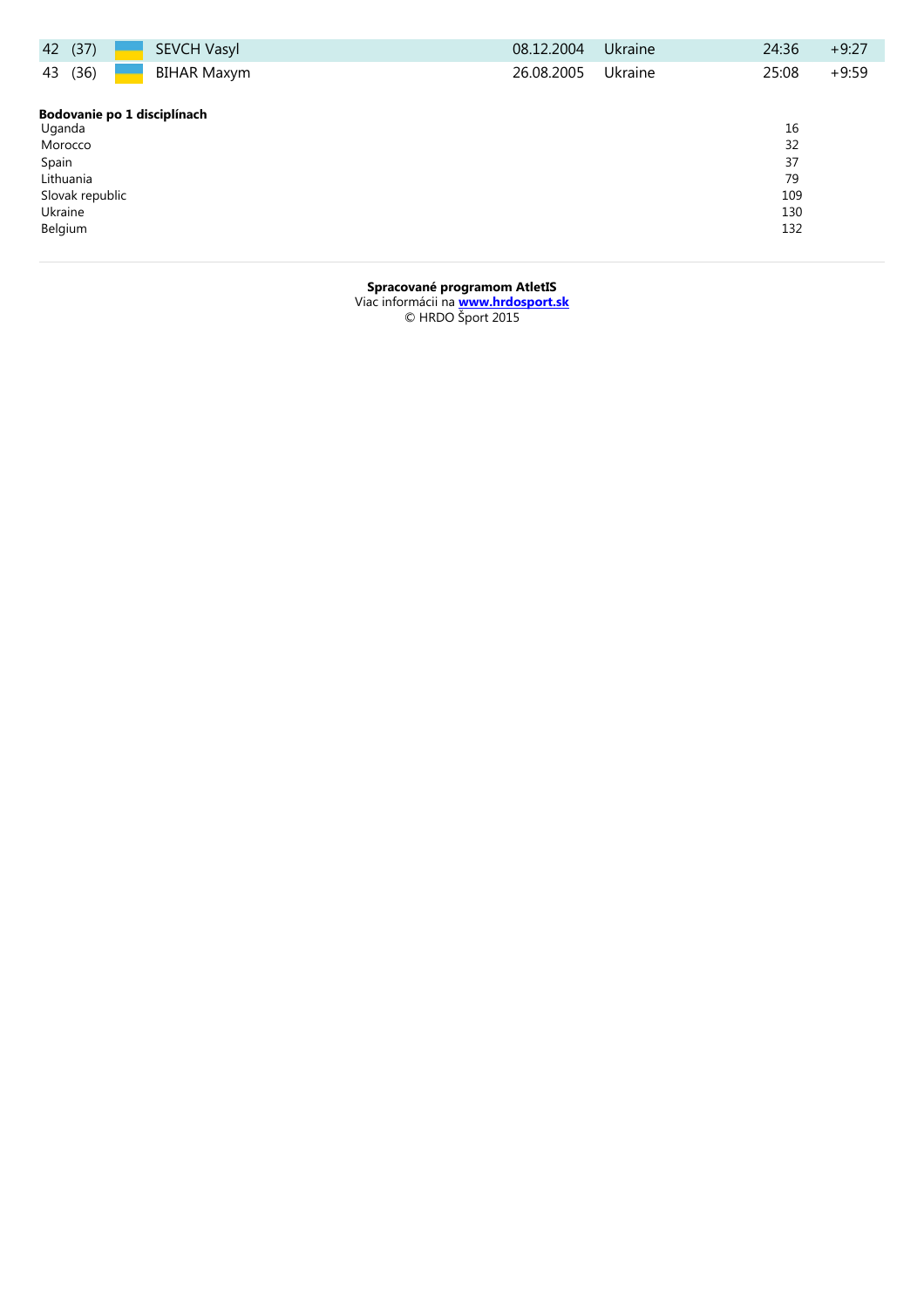| | | | | | | | |
|---|---|---|---|---|---|---|---|
| 42 | (37) | | SEVCH Vasyl | 08.12.2004 | Ukraine | 24:36 | +9:27 |
| 43 | (36) | | BIHAR Maxym | 26.08.2005 | Ukraine | 25:08 | +9:59 |

**Bodovanie po 1 disciplínach**

| | |
|---|---|
| Uganda | 16 |
| Morocco | 32 |
| Spain | 37 |
| Lithuania | 79 |
| Slovak republic | 109 |
| Ukraine | 130 |
| Belgium | 132 |

**Spracované programom AtletIS**
Viac informácii na **www.hrdosport.sk**
© HRDO Šport 2015